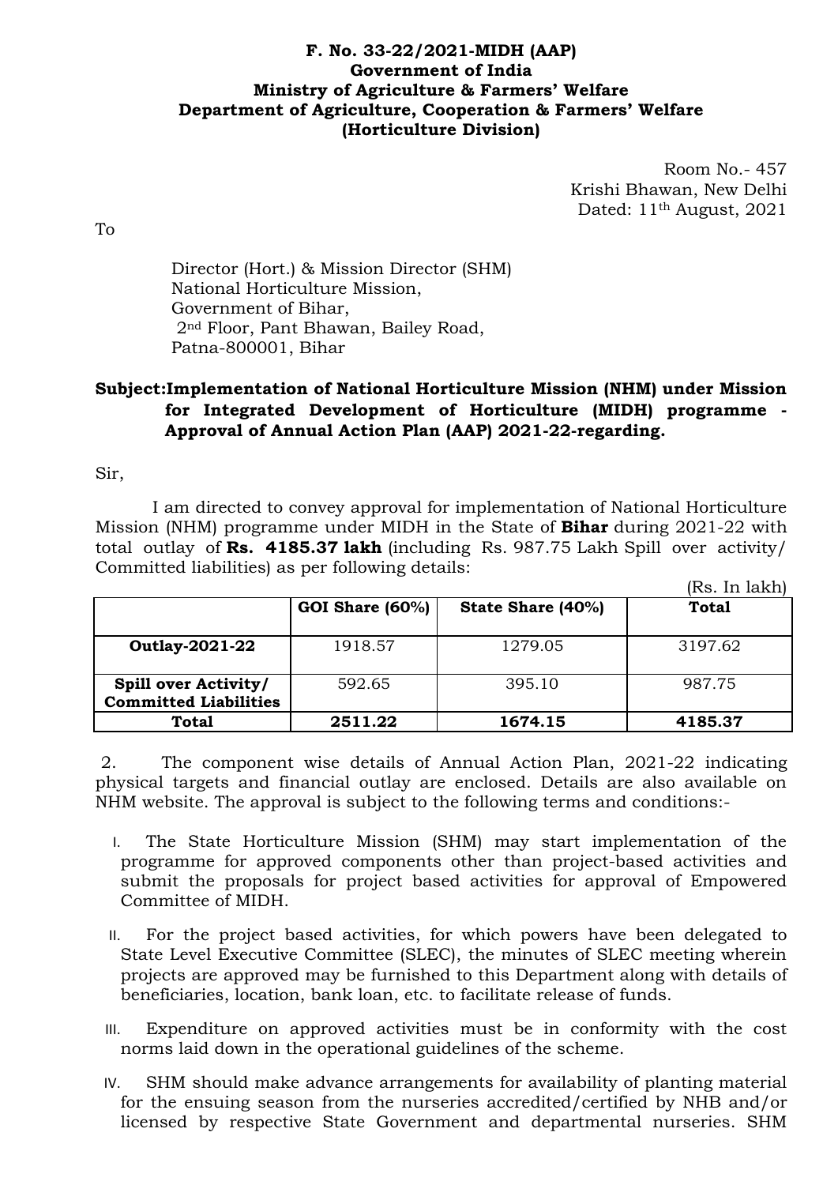**F. No. 33-22/2021-MIDH (AAP)**
**Government of India**
**Ministry of Agriculture & Farmers' Welfare**
**Department of Agriculture, Cooperation & Farmers' Welfare**
**(Horticulture Division)**

Room No.- 457
Krishi Bhawan, New Delhi
Dated: 11th August, 2021

To

Director (Hort.) & Mission Director (SHM)
National Horticulture Mission,
Government of Bihar,
2nd Floor, Pant Bhawan, Bailey Road,
Patna-800001, Bihar

**Subject: Implementation of National Horticulture Mission (NHM) under Mission for Integrated Development of Horticulture (MIDH) programme - Approval of Annual Action Plan (AAP) 2021-22-regarding.**

Sir,

I am directed to convey approval for implementation of National Horticulture Mission (NHM) programme under MIDH in the State of **Bihar** during 2021-22 with total outlay of **Rs. 4185.37 lakh** (including Rs. 987.75 Lakh Spill over activity/ Committed liabilities) as per following details:

(Rs. In lakh)

| | GOI Share (60%) | State Share (40%) | Total |
|---|---|---|---|
| **Outlay-2021-22** | 1918.57 | 1279.05 | 3197.62 |
| **Spill over Activity/ Committed Liabilities** | 592.65 | 395.10 | 987.75 |
| **Total** | **2511.22** | **1674.15** | **4185.37** |

2. The component wise details of Annual Action Plan, 2021-22 indicating physical targets and financial outlay are enclosed. Details are also available on NHM website. The approval is subject to the following terms and conditions:-

I. The State Horticulture Mission (SHM) may start implementation of the programme for approved components other than project-based activities and submit the proposals for project based activities for approval of Empowered Committee of MIDH.

II. For the project based activities, for which powers have been delegated to State Level Executive Committee (SLEC), the minutes of SLEC meeting wherein projects are approved may be furnished to this Department along with details of beneficiaries, location, bank loan, etc. to facilitate release of funds.

III. Expenditure on approved activities must be in conformity with the cost norms laid down in the operational guidelines of the scheme.

IV. SHM should make advance arrangements for availability of planting material for the ensuing season from the nurseries accredited/certified by NHB and/or licensed by respective State Government and departmental nurseries. SHM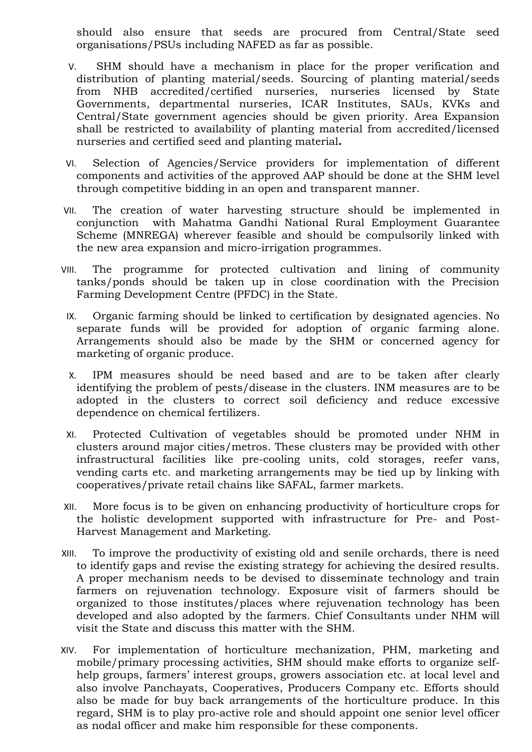should also ensure that seeds are procured from Central/State seed organisations/PSUs including NAFED as far as possible.

V. SHM should have a mechanism in place for the proper verification and distribution of planting material/seeds. Sourcing of planting material/seeds from NHB accredited/certified nurseries, nurseries licensed by State Governments, departmental nurseries, ICAR Institutes, SAUs, KVKs and Central/State government agencies should be given priority. Area Expansion shall be restricted to availability of planting material from accredited/licensed nurseries and certified seed and planting material**.**

VI. Selection of Agencies/Service providers for implementation of different components and activities of the approved AAP should be done at the SHM level through competitive bidding in an open and transparent manner.

VII. The creation of water harvesting structure should be implemented in conjunction with Mahatma Gandhi National Rural Employment Guarantee Scheme (MNREGA) wherever feasible and should be compulsorily linked with the new area expansion and micro-irrigation programmes.

VIII. The programme for protected cultivation and lining of community tanks/ponds should be taken up in close coordination with the Precision Farming Development Centre (PFDC) in the State.

IX. Organic farming should be linked to certification by designated agencies. No separate funds will be provided for adoption of organic farming alone. Arrangements should also be made by the SHM or concerned agency for marketing of organic produce.

X. IPM measures should be need based and are to be taken after clearly identifying the problem of pests/disease in the clusters. INM measures are to be adopted in the clusters to correct soil deficiency and reduce excessive dependence on chemical fertilizers.

XI. Protected Cultivation of vegetables should be promoted under NHM in clusters around major cities/metros. These clusters may be provided with other infrastructural facilities like pre-cooling units, cold storages, reefer vans, vending carts etc. and marketing arrangements may be tied up by linking with cooperatives/private retail chains like SAFAL, farmer markets.

XII. More focus is to be given on enhancing productivity of horticulture crops for the holistic development supported with infrastructure for Pre- and Post-Harvest Management and Marketing.

XIII. To improve the productivity of existing old and senile orchards, there is need to identify gaps and revise the existing strategy for achieving the desired results. A proper mechanism needs to be devised to disseminate technology and train farmers on rejuvenation technology. Exposure visit of farmers should be organized to those institutes/places where rejuvenation technology has been developed and also adopted by the farmers. Chief Consultants under NHM will visit the State and discuss this matter with the SHM.

XIV. For implementation of horticulture mechanization, PHM, marketing and mobile/primary processing activities, SHM should make efforts to organize self-help groups, farmers' interest groups, growers association etc. at local level and also involve Panchayats, Cooperatives, Producers Company etc. Efforts should also be made for buy back arrangements of the horticulture produce. In this regard, SHM is to play pro-active role and should appoint one senior level officer as nodal officer and make him responsible for these components.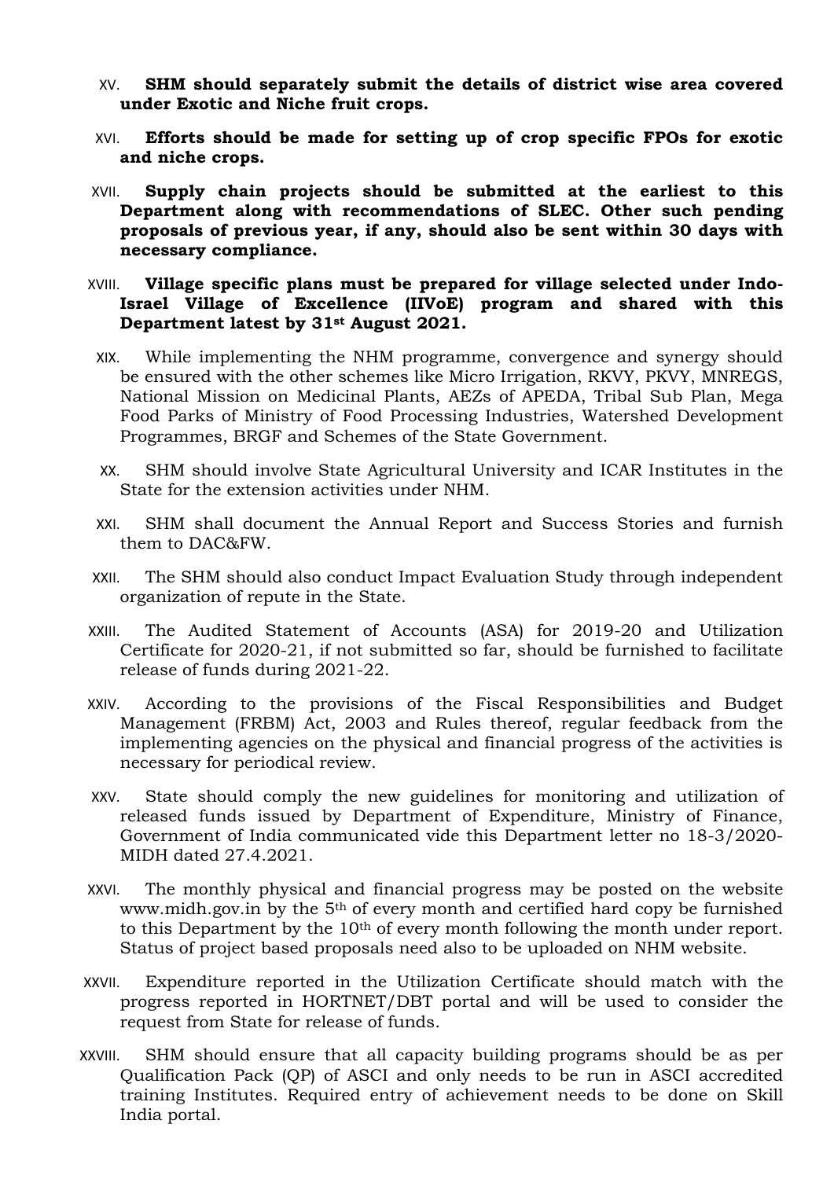XV. **SHM should separately submit the details of district wise area covered under Exotic and Niche fruit crops.**

XVI. **Efforts should be made for setting up of crop specific FPOs for exotic and niche crops.**

XVII. **Supply chain projects should be submitted at the earliest to this Department along with recommendations of SLEC. Other such pending proposals of previous year, if any, should also be sent within 30 days with necessary compliance.**

XVIII. **Village specific plans must be prepared for village selected under Indo-Israel Village of Excellence (IIVoE) program and shared with this Department latest by 31st August 2021.**

XIX. While implementing the NHM programme, convergence and synergy should be ensured with the other schemes like Micro Irrigation, RKVY, PKVY, MNREGS, National Mission on Medicinal Plants, AEZs of APEDA, Tribal Sub Plan, Mega Food Parks of Ministry of Food Processing Industries, Watershed Development Programmes, BRGF and Schemes of the State Government.

XX. SHM should involve State Agricultural University and ICAR Institutes in the State for the extension activities under NHM.

XXI. SHM shall document the Annual Report and Success Stories and furnish them to DAC&FW.

XXII. The SHM should also conduct Impact Evaluation Study through independent organization of repute in the State.

XXIII. The Audited Statement of Accounts (ASA) for 2019-20 and Utilization Certificate for 2020-21, if not submitted so far, should be furnished to facilitate release of funds during 2021-22.

XXIV. According to the provisions of the Fiscal Responsibilities and Budget Management (FRBM) Act, 2003 and Rules thereof, regular feedback from the implementing agencies on the physical and financial progress of the activities is necessary for periodical review.

XXV. State should comply the new guidelines for monitoring and utilization of released funds issued by Department of Expenditure, Ministry of Finance, Government of India communicated vide this Department letter no 18-3/2020-MIDH dated 27.4.2021.

XXVI. The monthly physical and financial progress may be posted on the website www.midh.gov.in by the 5th of every month and certified hard copy be furnished to this Department by the 10th of every month following the month under report. Status of project based proposals need also to be uploaded on NHM website.

XXVII. Expenditure reported in the Utilization Certificate should match with the progress reported in HORTNET/DBT portal and will be used to consider the request from State for release of funds.

XXVIII. SHM should ensure that all capacity building programs should be as per Qualification Pack (QP) of ASCI and only needs to be run in ASCI accredited training Institutes. Required entry of achievement needs to be done on Skill India portal.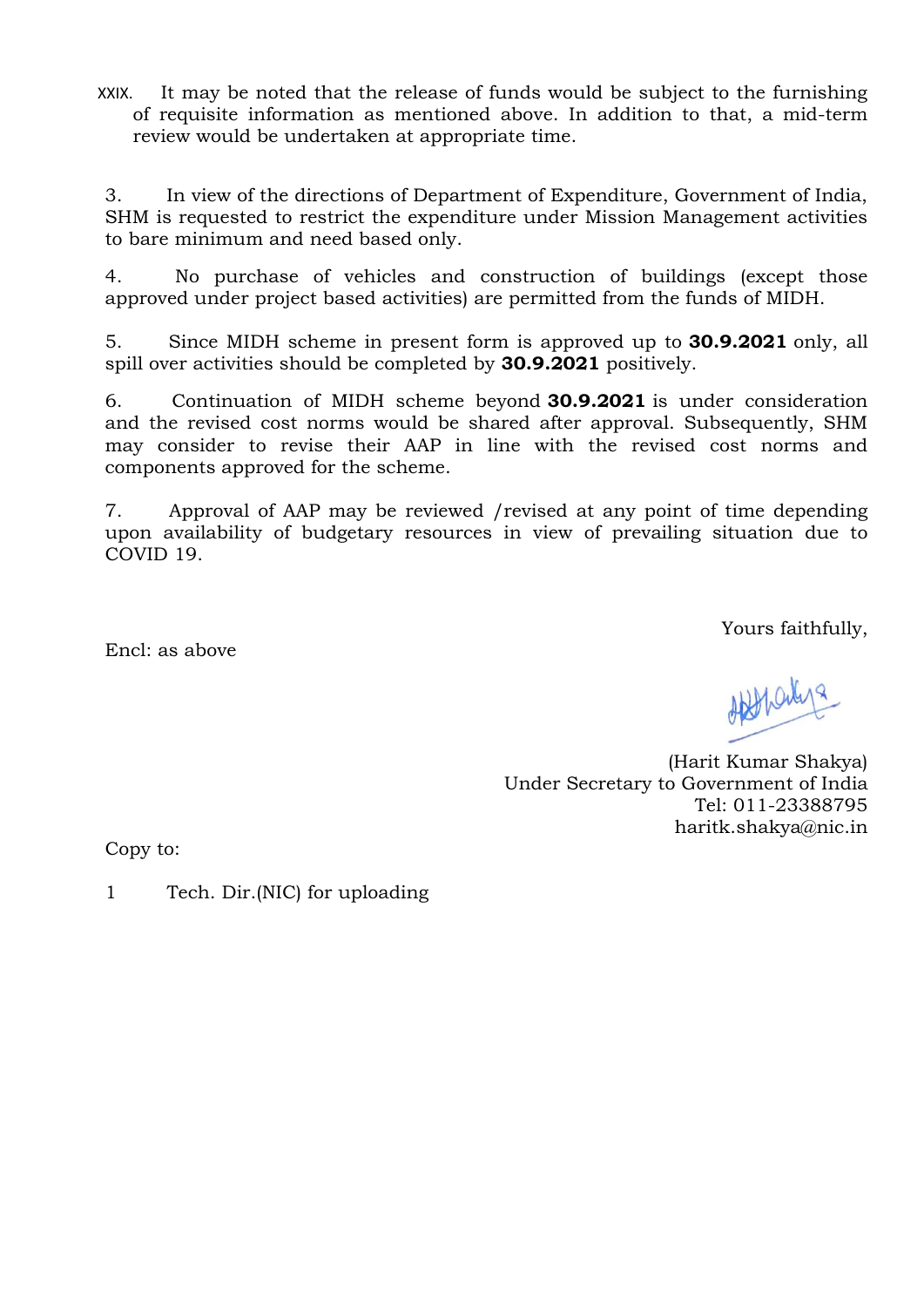XXIX. It may be noted that the release of funds would be subject to the furnishing of requisite information as mentioned above. In addition to that, a mid-term review would be undertaken at appropriate time.

3. In view of the directions of Department of Expenditure, Government of India, SHM is requested to restrict the expenditure under Mission Management activities to bare minimum and need based only.

4. No purchase of vehicles and construction of buildings (except those approved under project based activities) are permitted from the funds of MIDH.

5. Since MIDH scheme in present form is approved up to **30.9.2021** only, all spill over activities should be completed by **30.9.2021** positively.

6. Continuation of MIDH scheme beyond **30.9.2021** is under consideration and the revised cost norms would be shared after approval. Subsequently, SHM may consider to revise their AAP in line with the revised cost norms and components approved for the scheme.

7. Approval of AAP may be reviewed /revised at any point of time depending upon availability of budgetary resources in view of prevailing situation due to COVID 19.

Yours faithfully,

Encl: as above

(Harit Kumar Shakya)
Under Secretary to Government of India
Tel: 011-23388795
haritk.shakya@nic.in

Copy to:

1 Tech. Dir.(NIC) for uploading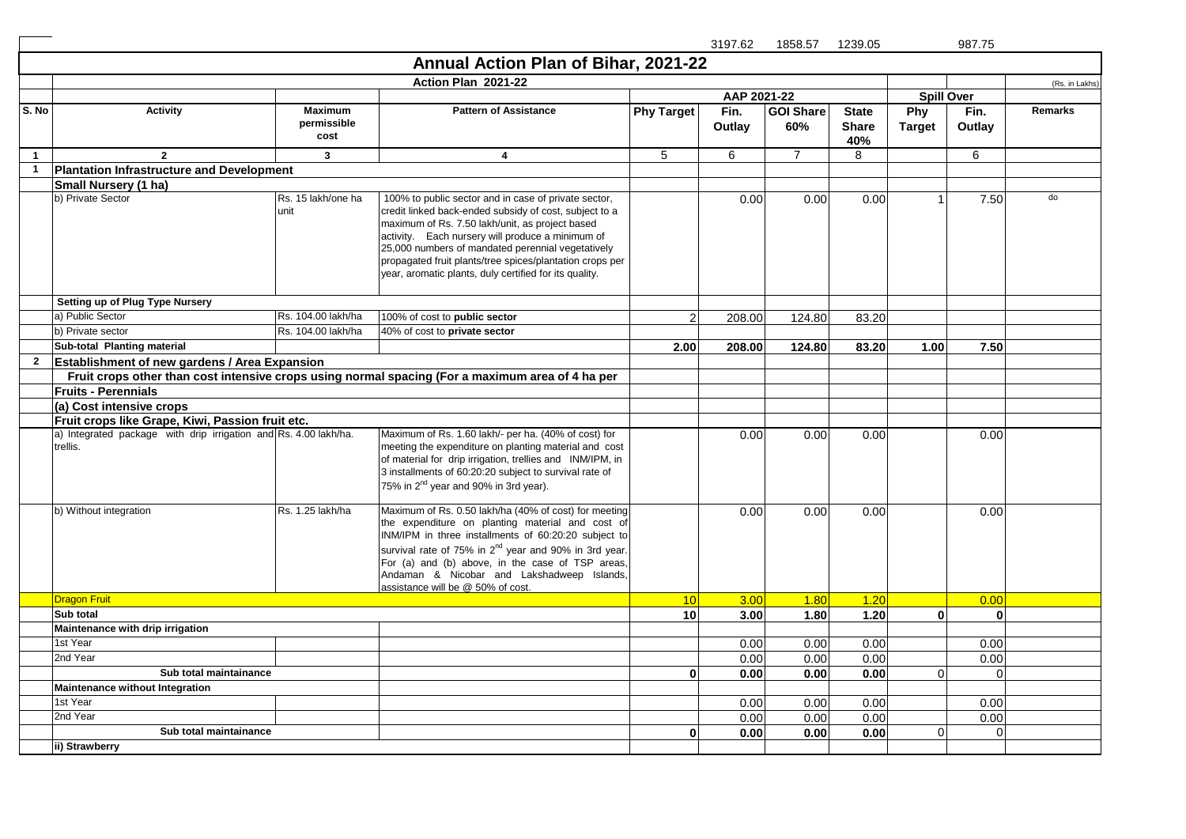3197.62 1858.57 1239.05 987.75

# Annual Action Plan of Bihar, 2021-22

## Action Plan 2021-22

(Rs. in Lakhs)

| S. No | Activity | Maximum permissible cost | Pattern of Assistance | AAP 2021-22 | | | | Spill Over | | Remarks |
|---|---|---|---|---|---|---|---|---|---|---|
| | | | | Phy Target | Fin. Outlay | GOI Share 60% | State Share 40% | Phy Target | Fin. Outlay | |
| 1 | 2 | 3 | 4 | 5 | 6 | 7 | 8 | | 6 | |
| 1 | **Plantation Infrastructure and Development** | | | | | | | | | |
| | **Small Nursery (1 ha)** | | | | | | | | | |
| | b) Private Sector | Rs. 15 lakh/one ha unit | 100% to public sector and in case of private sector, credit linked back-ended subsidy of cost, subject to a maximum of Rs. 7.50 lakh/unit, as project based activity. Each nursery will produce a minimum of 25,000 numbers of mandated perennial vegetatively propagated fruit plants/tree spices/plantation crops per year, aromatic plants, duly certified for its quality. | | 0.00 | 0.00 | 0.00 | 1 | 7.50 | do |
| | **Setting up of Plug Type Nursery** | | | | | | | | | |
| | a) Public Sector | Rs. 104.00 lakh/ha | 100% of cost to **public sector** | 2 | 208.00 | 124.80 | 83.20 | | | |
| | b) Private sector | Rs. 104.00 lakh/ha | 40% of cost to **private sector** | | | | | | | |
| | **Sub-total Planting material** | | | **2.00** | **208.00** | **124.80** | **83.20** | **1.00** | **7.50** | |
| 2 | **Establishment of new gardens / Area Expansion** | | | | | | | | | |
| | **Fruit crops other than cost intensive crops using normal spacing (For a maximum area of 4 ha per** | | | | | | | | | |
| | **Fruits - Perennials** | | | | | | | | | |
| | **(a) Cost intensive crops** | | | | | | | | | |
| | **Fruit crops like Grape, Kiwi, Passion fruit etc.** | | | | | | | | | |
| | a) Integrated package with drip irrigation and trellis. | Rs. 4.00 lakh/ha. | Maximum of Rs. 1.60 lakh/- per ha. (40% of cost) for meeting the expenditure on planting material and cost of material for drip irrigation, trellies and INM/IPM, in 3 installments of 60:20:20 subject to survival rate of 75% in 2nd year and 90% in 3rd year). | | 0.00 | 0.00 | 0.00 | | 0.00 | |
| | b) Without integration | Rs. 1.25 lakh/ha | Maximum of Rs. 0.50 lakh/ha (40% of cost) for meeting the expenditure on planting material and cost of INM/IPM in three installments of 60:20:20 subject to survival rate of 75% in 2nd year and 90% in 3rd year. For (a) and (b) above, in the case of TSP areas, Andaman & Nicobar and Lakshadweep Islands, assistance will be @ 50% of cost. | | 0.00 | 0.00 | 0.00 | | 0.00 | |
| | Dragon Fruit | | | 10 | 3.00 | 1.80 | 1.20 | | 0.00 | |
| | **Sub total** | | | **10** | **3.00** | **1.80** | **1.20** | **0** | **0** | |
| | **Maintenance with drip irrigation** | | | | | | | | | |
| | 1st Year | | | | 0.00 | 0.00 | 0.00 | | 0.00 | |
| | 2nd Year | | | | 0.00 | 0.00 | 0.00 | | 0.00 | |
| | **Sub total maintainance** | | | **0** | **0.00** | **0.00** | **0.00** | 0 | 0 | |
| | **Maintenance without Integration** | | | | | | | | | |
| | 1st Year | | | | 0.00 | 0.00 | 0.00 | | 0.00 | |
| | 2nd Year | | | | 0.00 | 0.00 | 0.00 | | 0.00 | |
| | **Sub total maintainance** | | | **0** | **0.00** | **0.00** | **0.00** | 0 | 0 | |
| | **ii) Strawberry** | | | | | | | | | |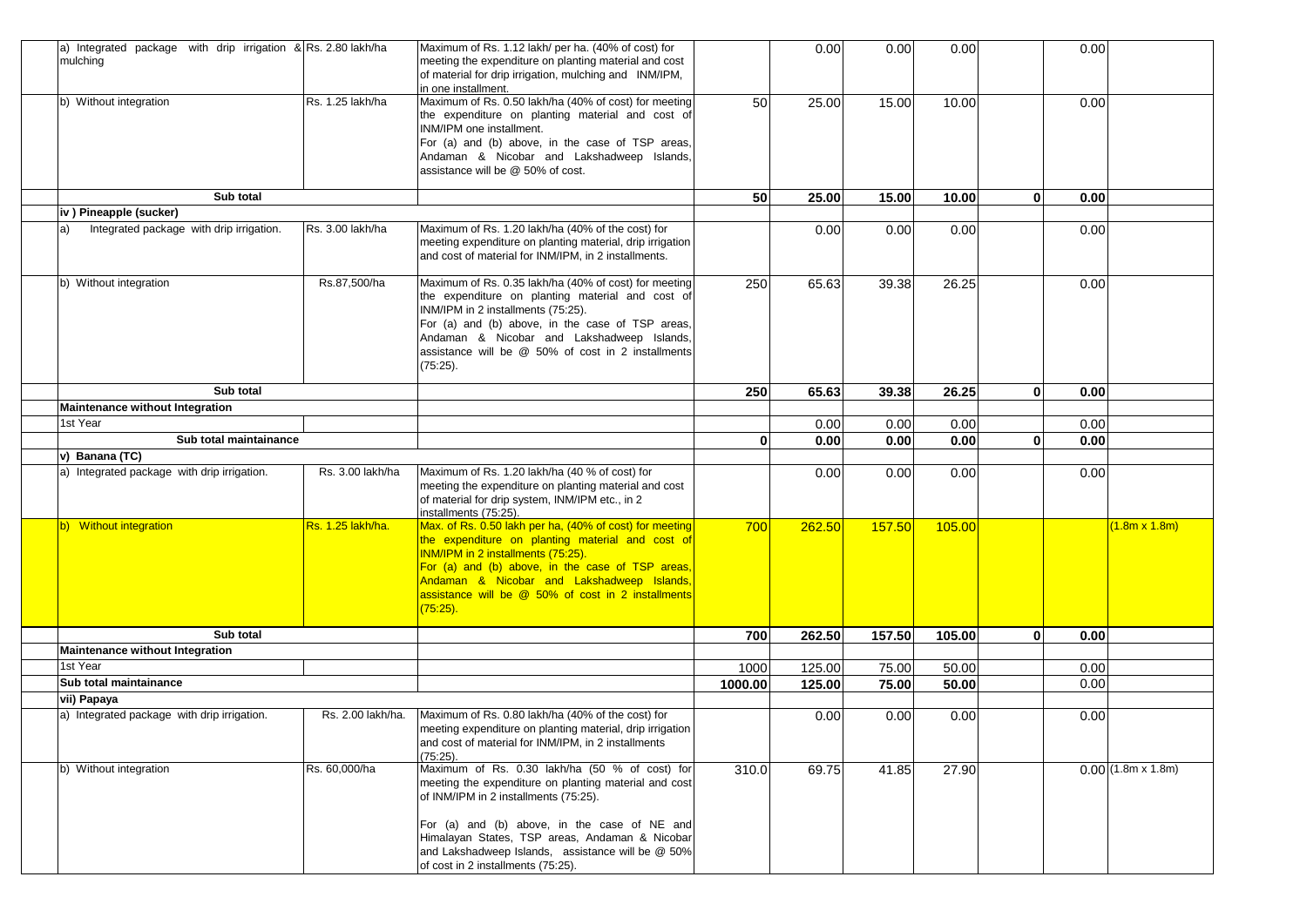| | | | | | | | | | |
|---|---|---|---|---|---|---|---|---|---|
| a) Integrated package with drip irrigation & mulching | Rs. 2.80 lakh/ha | Maximum of Rs. 1.12 lakh/ per ha. (40% of cost) for meeting the expenditure on planting material and cost of material for drip irrigation, mulching and INM/IPM, in one installment. | | 0.00 | 0.00 | 0.00 | | 0.00 | |
| b) Without integration | Rs. 1.25 lakh/ha | Maximum of Rs. 0.50 lakh/ha (40% of cost) for meeting the expenditure on planting material and cost of INM/IPM one installment. For (a) and (b) above, in the case of TSP areas, Andaman & Nicobar and Lakshadweep Islands, assistance will be @ 50% of cost. | 50 | 25.00 | 15.00 | 10.00 | | 0.00 | |
| **Sub total** | | | **50** | **25.00** | **15.00** | **10.00** | **0** | **0.00** | |
| **iv ) Pineapple (sucker)** | | | | | | | | | |
| a) Integrated package with drip irrigation. | Rs. 3.00 lakh/ha | Maximum of Rs. 1.20 lakh/ha (40% of the cost) for meeting expenditure on planting material, drip irrigation and cost of material for INM/IPM, in 2 installments. | | 0.00 | 0.00 | 0.00 | | 0.00 | |
| b) Without integration | Rs.87,500/ha | Maximum of Rs. 0.35 lakh/ha (40% of cost) for meeting the expenditure on planting material and cost of INM/IPM in 2 installments (75:25). For (a) and (b) above, in the case of TSP areas, Andaman & Nicobar and Lakshadweep Islands, assistance will be @ 50% of cost in 2 installments (75:25). | 250 | 65.63 | 39.38 | 26.25 | | 0.00 | |
| **Sub total** | | | **250** | **65.63** | **39.38** | **26.25** | **0** | **0.00** | |
| **Maintenance without Integration** | | | | | | | | | |
| 1st Year | | | | 0.00 | 0.00 | 0.00 | | 0.00 | |
| **Sub total maintainance** | | | **0** | **0.00** | **0.00** | **0.00** | **0** | **0.00** | |
| **v) Banana (TC)** | | | | | | | | | |
| a) Integrated package with drip irrigation. | Rs. 3.00 lakh/ha | Maximum of Rs. 1.20 lakh/ha (40 % of cost) for meeting the expenditure on planting material and cost of material for drip system, INM/IPM etc., in 2 installments (75:25). | | 0.00 | 0.00 | 0.00 | | 0.00 | |
| b) Without integration | Rs. 1.25 lakh/ha. | Max. of Rs. 0.50 lakh per ha, (40% of cost) for meeting the expenditure on planting material and cost of INM/IPM in 2 installments (75:25). For (a) and (b) above, in the case of TSP areas, Andaman & Nicobar and Lakshadweep Islands, assistance will be @ 50% of cost in 2 installments (75:25). | 700 | 262.50 | 157.50 | 105.00 | | | (1.8m x 1.8m) |
| **Sub total** | | | **700** | **262.50** | **157.50** | **105.00** | **0** | **0.00** | |
| **Maintenance without Integration** | | | | | | | | | |
| 1st Year | | | 1000 | 125.00 | 75.00 | 50.00 | | 0.00 | |
| **Sub total maintainance** | | | **1000.00** | **125.00** | **75.00** | **50.00** | | 0.00 | |
| **vii) Papaya** | | | | | | | | | |
| a) Integrated package with drip irrigation. | Rs. 2.00 lakh/ha. | Maximum of Rs. 0.80 lakh/ha (40% of the cost) for meeting the expenditure on planting material, drip irrigation and cost of material for INM/IPM, in 2 installments (75:25). | | 0.00 | 0.00 | 0.00 | | 0.00 | |
| b) Without integration | Rs. 60,000/ha | Maximum of Rs. 0.30 lakh/ha (50 % of cost) for meeting the expenditure on planting material and cost of INM/IPM in 2 installments (75:25). For (a) and (b) above, in the case of NE and Himalayan States, TSP areas, Andaman & Nicobar and Lakshadweep Islands, assistance will be @ 50% of cost in 2 installments (75:25). | 310.0 | 69.75 | 41.85 | 27.90 | | 0.00 | (1.8m x 1.8m) |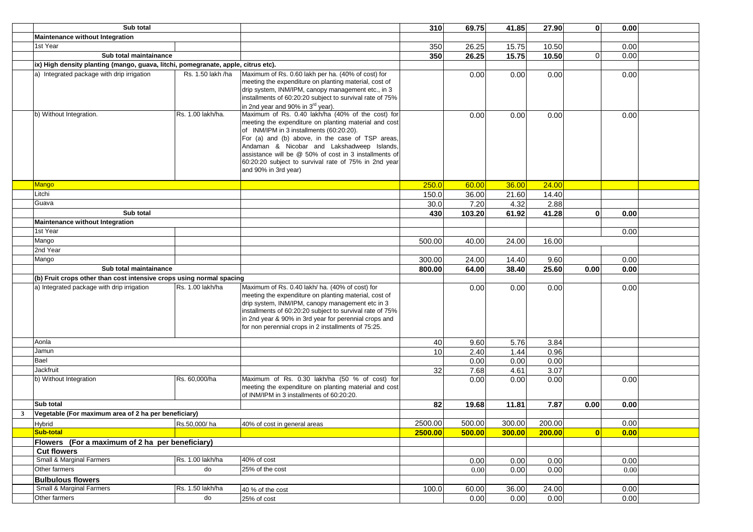| | | | | | | | | | | |
|---|---|---|---|---|---|---|---|---|---|---|
| | **Sub total** | | | **310** | **69.75** | **41.85** | **27.90** | **0** | **0.00** | |
| | **Maintenance without Integration** | | | | | | | | | |
| | 1st Year | | | 350 | 26.25 | 15.75 | 10.50 | | 0.00 | |
| | **Sub total maintainance** | | | **350** | **26.25** | **15.75** | **10.50** | 0 | 0.00 | |
| | **ix) High density planting (mango, guava, litchi, pomegranate, apple, citrus etc).** | | | | | | | | | |
| | a) Integrated package with drip irrigation | Rs. 1.50 lakh /ha | Maximum of Rs. 0.60 lakh per ha. (40% of cost) for meeting the expenditure on planting material, cost of drip system, INM/IPM, canopy management etc., in 3 installments of 60:20:20 subject to survival rate of 75% in 2nd year and 90% in 3rd year). | | 0.00 | 0.00 | 0.00 | | 0.00 | |
| | b) Without Integration. | Rs. 1.00 lakh/ha. | Maximum of Rs. 0.40 lakh/ha (40% of the cost) for meeting the expenditure on planting material and cost of INM/IPM in 3 installments (60:20:20). For (a) and (b) above, in the case of TSP areas, Andaman & Nicobar and Lakshadweep Islands, assistance will be @ 50% of cost in 3 installments of 60:20:20 subject to survival rate of 75% in 2nd year and 90% in 3rd year) | | 0.00 | 0.00 | 0.00 | | 0.00 | |
| | Mango | | | 250.0 | 60.00 | 36.00 | 24.00 | | | |
| | Litchi | | | 150.0 | 36.00 | 21.60 | 14.40 | | | |
| | Guava | | | 30.0 | 7.20 | 4.32 | 2.88 | | | |
| | **Sub total** | | | **430** | **103.20** | **61.92** | **41.28** | **0** | **0.00** | |
| | **Maintenance without Integration** | | | | | | | | | |
| | 1st Year | | | | | | | | 0.00 | |
| | Mango | | | 500.00 | 40.00 | 24.00 | 16.00 | | | |
| | 2nd Year | | | | | | | | | |
| | Mango | | | 300.00 | 24.00 | 14.40 | 9.60 | | 0.00 | |
| | **Sub total maintainance** | | | **800.00** | **64.00** | **38.40** | **25.60** | **0.00** | **0.00** | |
| | **(b) Fruit crops other than cost intensive crops using normal spacing** | | | | | | | | | |
| | a) Integrated package with drip irrigation | Rs. 1.00 lakh/ha | Maximum of Rs. 0.40 lakh/ ha. (40% of cost) for meeting the expenditure on planting material, cost of drip system, INM/IPM, canopy management etc in 3 installments of 60:20:20 subject to survival rate of 75% in 2nd year & 90% in 3rd year for perennial crops and for non perennial crops in 2 installments of 75:25. | | 0.00 | 0.00 | 0.00 | | 0.00 | |
| | Aonla | | | 40 | 9.60 | 5.76 | 3.84 | | | |
| | Jamun | | | 10 | 2.40 | 1.44 | 0.96 | | | |
| | Bael | | | | 0.00 | 0.00 | 0.00 | | | |
| | Jackfruit | | | 32 | 7.68 | 4.61 | 3.07 | | | |
| | b) Without Integration | Rs. 60,000/ha | Maximum of Rs. 0.30 lakh/ha (50 % of cost) for meeting the expenditure on planting material and cost of INM/IPM in 3 installments of 60:20:20. | | 0.00 | 0.00 | 0.00 | | 0.00 | |
| | **Sub total** | | | **82** | **19.68** | **11.81** | **7.87** | **0.00** | **0.00** | |
| **3** | **Vegetable (For maximum area of 2 ha per beneficiary)** | | | | | | | | | |
| | Hybrid | Rs.50,000/ ha | 40% of cost in general areas | 2500.00 | 500.00 | 300.00 | 200.00 | | 0.00 | |
| | **Sub-total** | | | **2500.00** | **500.00** | **300.00** | **200.00** | **0** | **0.00** | |
| | **Flowers (For a maximum of 2 ha per beneficiary)** | | | | | | | | | |
| | **Cut flowers** | | | | | | | | | |
| | Small & Marginal Farmers | Rs. 1.00 lakh/ha | 40% of cost | | 0.00 | 0.00 | 0.00 | | 0.00 | |
| | Other farmers | do | 25% of the cost | | 0.00 | 0.00 | 0.00 | | 0.00 | |
| | **Bulbulous flowers** | | | | | | | | | |
| | Small & Marginal Farmers | Rs. 1.50 lakh/ha | 40 % of the cost | 100.0 | 60.00 | 36.00 | 24.00 | | 0.00 | |
| | Other farmers | do | 25% of cost | | 0.00 | 0.00 | 0.00 | | 0.00 | |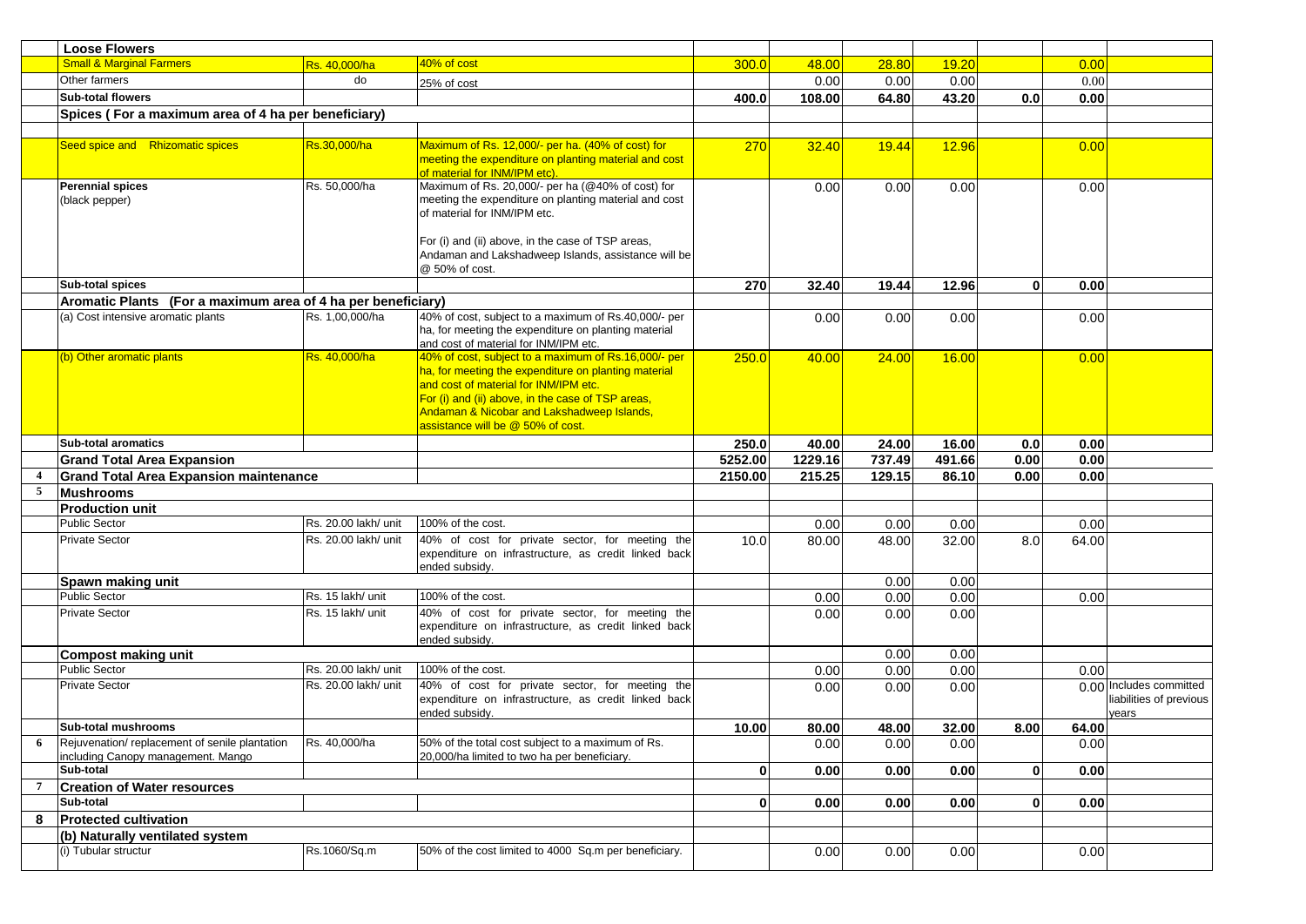|  | Loose Flowers |  |  |  |  |  |  |  |  |  |
|---|---|---|---|---|---|---|---|---|---|---|
|  | Small & Marginal Farmers | Rs. 40,000/ha | 40% of cost | 300.0 | 48.00 | 28.80 | 19.20 |  | 0.00 |  |
|  | Other farmers | do | 25% of cost |  | 0.00 | 0.00 | 0.00 |  | 0.00 |  |
|  | **Sub-total flowers** |  |  | **400.0** | **108.00** | **64.80** | **43.20** | **0.0** | **0.00** |  |
|  | **Spices ( For a maximum area of 4 ha per beneficiary)** |  |  |  |  |  |  |  |  |  |
|  |  |  |  |  |  |  |  |  |  |  |
|  | Seed spice and Rhizomatic spices | Rs.30,000/ha | Maximum of Rs. 12,000/- per ha. (40% of cost) for meeting the expenditure on planting material and cost of material for INM/IPM etc). | 270 | 32.40 | 19.44 | 12.96 |  | 0.00 |  |
|  | **Perennial spices** (black pepper) | Rs. 50,000/ha | Maximum of Rs. 20,000/- per ha (@40% of cost) for meeting the expenditure on planting material and cost of material for INM/IPM etc. For (i) and (ii) above, in the case of TSP areas, Andaman and Lakshadweep Islands, assistance will be @ 50% of cost. |  | 0.00 | 0.00 | 0.00 |  | 0.00 |  |
|  | **Sub-total spices** |  |  | **270** | **32.40** | **19.44** | **12.96** | **0** | **0.00** |  |
|  | **Aromatic Plants (For a maximum area of 4 ha per beneficiary)** |  |  |  |  |  |  |  |  |  |
|  | (a) Cost intensive aromatic plants | Rs. 1,00,000/ha | 40% of cost, subject to a maximum of Rs.40,000/- per ha, for meeting the expenditure on planting material and cost of material for INM/IPM etc. |  | 0.00 | 0.00 | 0.00 |  | 0.00 |  |
|  | (b) Other aromatic plants | Rs. 40,000/ha | 40% of cost, subject to a maximum of Rs.16,000/- per ha, for meeting the expenditure on planting material and cost of material for INM/IPM etc. For (i) and (ii) above, in the case of TSP areas, Andaman & Nicobar and Lakshadweep Islands, assistance will be @ 50% of cost. | 250.0 | 40.00 | 24.00 | 16.00 |  | 0.00 |  |
|  | **Sub-total aromatics** |  |  | **250.0** | **40.00** | **24.00** | **16.00** | **0.0** | **0.00** |  |
|  | **Grand Total Area Expansion** |  |  | **5252.00** | **1229.16** | **737.49** | **491.66** | **0.00** | **0.00** |  |
| **4** | **Grand Total Area Expansion maintenance** |  |  | **2150.00** | **215.25** | **129.15** | **86.10** | **0.00** | **0.00** |  |
| **5** | **Mushrooms** |  |  |  |  |  |  |  |  |  |
|  | **Production unit** |  |  |  |  |  |  |  |  |  |
|  | Public Sector | Rs. 20.00 lakh/ unit | 100% of the cost. |  | 0.00 | 0.00 | 0.00 |  | 0.00 |  |
|  | Private Sector | Rs. 20.00 lakh/ unit | 40% of cost for private sector, for meeting the expenditure on infrastructure, as credit linked back ended subsidy. | 10.0 | 80.00 | 48.00 | 32.00 | 8.0 | 64.00 |  |
|  | **Spawn making unit** |  |  |  |  | 0.00 | 0.00 |  |  |  |
|  | Public Sector | Rs. 15 lakh/ unit | 100% of the cost. |  | 0.00 | 0.00 | 0.00 |  | 0.00 |  |
|  | Private Sector | Rs. 15 lakh/ unit | 40% of cost for private sector, for meeting the expenditure on infrastructure, as credit linked back ended subsidy. |  | 0.00 | 0.00 | 0.00 |  |  |  |
|  | **Compost making unit** |  |  |  |  | 0.00 | 0.00 |  |  |  |
|  | Public Sector | Rs. 20.00 lakh/ unit | 100% of the cost. |  | 0.00 | 0.00 | 0.00 |  | 0.00 |  |
|  | Private Sector | Rs. 20.00 lakh/ unit | 40% of cost for private sector, for meeting the expenditure on infrastructure, as credit linked back ended subsidy. |  | 0.00 | 0.00 | 0.00 |  | 0.00 | Includes committed liabilities of previous years |
|  | **Sub-total mushrooms** |  |  | **10.00** | **80.00** | **48.00** | **32.00** | **8.00** | **64.00** |  |
| **6** | Rejuvenation/ replacement of senile plantation including Canopy management. Mango | Rs. 40,000/ha | 50% of the total cost subject to a maximum of Rs. 20,000/ha limited to two ha per beneficiary. |  | 0.00 | 0.00 | 0.00 |  | 0.00 |  |
|  | **Sub-total** |  |  | **0** | **0.00** | **0.00** | **0.00** | **0** | **0.00** |  |
| **7** | **Creation of Water resources** |  |  |  |  |  |  |  |  |  |
|  | **Sub-total** |  |  | **0** | **0.00** | **0.00** | **0.00** | **0** | **0.00** |  |
| **8** | **Protected cultivation** |  |  |  |  |  |  |  |  |  |
|  | **(b) Naturally ventilated system** |  |  |  |  |  |  |  |  |  |
|  | (i) Tubular structur | Rs.1060/Sq.m | 50% of the cost limited to 4000 Sq.m per beneficiary. |  | 0.00 | 0.00 | 0.00 |  | 0.00 |  |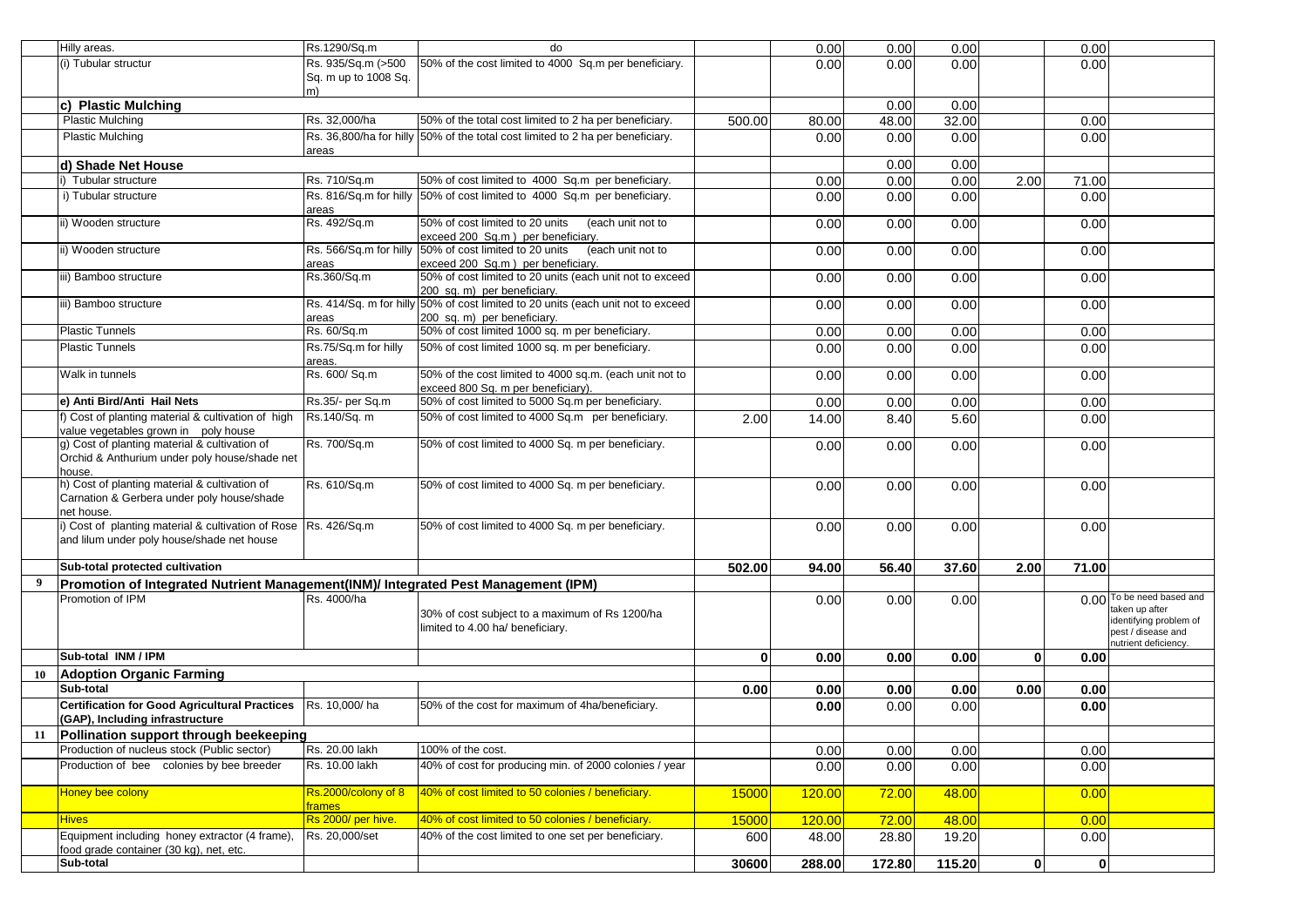|  |  |  |  |  |  |  |  |  |  |  |
|---|---|---|---|---|---|---|---|---|---|---|
|  | Hilly areas. | Rs.1290/Sq.m | do |  | 0.00 | 0.00 | 0.00 |  | 0.00 |  |
|  | (i) Tubular structur | Rs. 935/Sq.m (>500 Sq. m up to 1008 Sq. m) | 50% of the cost limited to 4000 Sq.m per beneficiary. |  | 0.00 | 0.00 | 0.00 |  | 0.00 |  |
|  | **c) Plastic Mulching** |  |  |  |  | 0.00 | 0.00 |  |  |  |
|  | Plastic Mulching | Rs. 32,000/ha | 50% of the total cost limited to 2 ha per beneficiary. | 500.00 | 80.00 | 48.00 | 32.00 |  | 0.00 |  |
|  | Plastic Mulching | Rs. 36,800/ha for hilly areas | 50% of the total cost limited to 2 ha per beneficiary. |  | 0.00 | 0.00 | 0.00 |  | 0.00 |  |
|  | **d) Shade Net House** |  |  |  |  | 0.00 | 0.00 |  |  |  |
|  | i) Tubular structure | Rs. 710/Sq.m | 50% of cost limited to 4000 Sq.m per beneficiary. |  | 0.00 | 0.00 | 0.00 | 2.00 | 71.00 |  |
|  | i) Tubular structure | Rs. 816/Sq.m for hilly areas | 50% of cost limited to 4000 Sq.m per beneficiary. |  | 0.00 | 0.00 | 0.00 |  | 0.00 |  |
|  | ii) Wooden structure | Rs. 492/Sq.m | 50% of cost limited to 20 units (each unit not to exceed 200 Sq.m ) per beneficiary. |  | 0.00 | 0.00 | 0.00 |  | 0.00 |  |
|  | ii) Wooden structure | Rs. 566/Sq.m for hilly areas | 50% of cost limited to 20 units (each unit not to exceed 200 Sq.m ) per beneficiary. |  | 0.00 | 0.00 | 0.00 |  | 0.00 |  |
|  | iii) Bamboo structure | Rs.360/Sq.m | 50% of cost limited to 20 units (each unit not to exceed 200 sq. m) per beneficiary. |  | 0.00 | 0.00 | 0.00 |  | 0.00 |  |
|  | iii) Bamboo structure | Rs. 414/Sq. m for hilly areas | 50% of cost limited to 20 units (each unit not to exceed 200 sq. m) per beneficiary. |  | 0.00 | 0.00 | 0.00 |  | 0.00 |  |
|  | Plastic Tunnels | Rs. 60/Sq.m | 50% of cost limited 1000 sq. m per beneficiary. |  | 0.00 | 0.00 | 0.00 |  | 0.00 |  |
|  | Plastic Tunnels | Rs.75/Sq.m for hilly areas. | 50% of cost limited 1000 sq. m per beneficiary. |  | 0.00 | 0.00 | 0.00 |  | 0.00 |  |
|  | Walk in tunnels | Rs. 600/ Sq.m | 50% of the cost limited to 4000 sq.m. (each unit not to exceed 800 Sq. m per beneficiary). |  | 0.00 | 0.00 | 0.00 |  | 0.00 |  |
|  | **e) Anti Bird/Anti Hail Nets** | Rs.35/- per Sq.m | 50% of cost limited to 5000 Sq.m per beneficiary. |  | 0.00 | 0.00 | 0.00 |  | 0.00 |  |
|  | f) Cost of planting material & cultivation of high value vegetables grown in poly house | Rs.140/Sq. m | 50% of cost limited to 4000 Sq.m per beneficiary. | 2.00 | 14.00 | 8.40 | 5.60 |  | 0.00 |  |
|  | g) Cost of planting material & cultivation of Orchid & Anthurium under poly house/shade net house. | Rs. 700/Sq.m | 50% of cost limited to 4000 Sq. m per beneficiary. |  | 0.00 | 0.00 | 0.00 |  | 0.00 |  |
|  | h) Cost of planting material & cultivation of Carnation & Gerbera under poly house/shade net house. | Rs. 610/Sq.m | 50% of cost limited to 4000 Sq. m per beneficiary. |  | 0.00 | 0.00 | 0.00 |  | 0.00 |  |
|  | i) Cost of planting material & cultivation of Rose and lilum under poly house/shade net house | Rs. 426/Sq.m | 50% of cost limited to 4000 Sq. m per beneficiary. |  | 0.00 | 0.00 | 0.00 |  | 0.00 |  |
|  | **Sub-total protected cultivation** |  |  | **502.00** | **94.00** | **56.40** | **37.60** | **2.00** | **71.00** |  |
| **9** | **Promotion of Integrated Nutrient Management(INM)/ Integrated Pest Management (IPM)** |  |  |  |  |  |  |  |  |  |
|  | Promotion of IPM | Rs. 4000/ha | 30% of cost subject to a maximum of Rs 1200/ha limited to 4.00 ha/ beneficiary. |  | 0.00 | 0.00 | 0.00 |  | 0.00 | To be need based and taken up after identifying problem of pest / disease and nutrient deficiency. |
|  | **Sub-total INM / IPM** |  |  | **0** | **0.00** | **0.00** | **0.00** | **0** | **0.00** |  |
| **10** | **Adoption Organic Farming** |  |  |  |  |  |  |  |  |  |
|  | **Sub-total** |  |  | **0.00** | **0.00** | **0.00** | **0.00** | **0.00** | **0.00** |  |
|  | **Certification for Good Agricultural Practices (GAP), Including infrastructure** | Rs. 10,000/ ha | 50% of the cost for maximum of 4ha/beneficiary. |  | **0.00** | 0.00 | 0.00 |  | **0.00** |  |
| **11** | **Pollination support through beekeeping** |  |  |  |  |  |  |  |  |  |
|  | Production of nucleus stock (Public sector) | Rs. 20.00 lakh | 100% of the cost. |  | 0.00 | 0.00 | 0.00 |  | 0.00 |  |
|  | Production of bee colonies by bee breeder | Rs. 10.00 lakh | 40% of cost for producing min. of 2000 colonies / year |  | 0.00 | 0.00 | 0.00 |  | 0.00 |  |
|  | Honey bee colony | Rs.2000/colony of 8 frames | 40% of cost limited to 50 colonies / beneficiary. | 15000 | 120.00 | 72.00 | 48.00 |  | 0.00 |  |
|  | Hives | Rs 2000/ per hive. | 40% of cost limited to 50 colonies / beneficiary. | 15000 | 120.00 | 72.00 | 48.00 |  | 0.00 |  |
|  | Equipment including honey extractor (4 frame), food grade container (30 kg), net, etc. | Rs. 20,000/set | 40% of the cost limited to one set per beneficiary. | 600 | 48.00 | 28.80 | 19.20 |  | 0.00 |  |
|  | **Sub-total** |  |  | **30600** | **288.00** | **172.80** | **115.20** | **0** | **0** |  |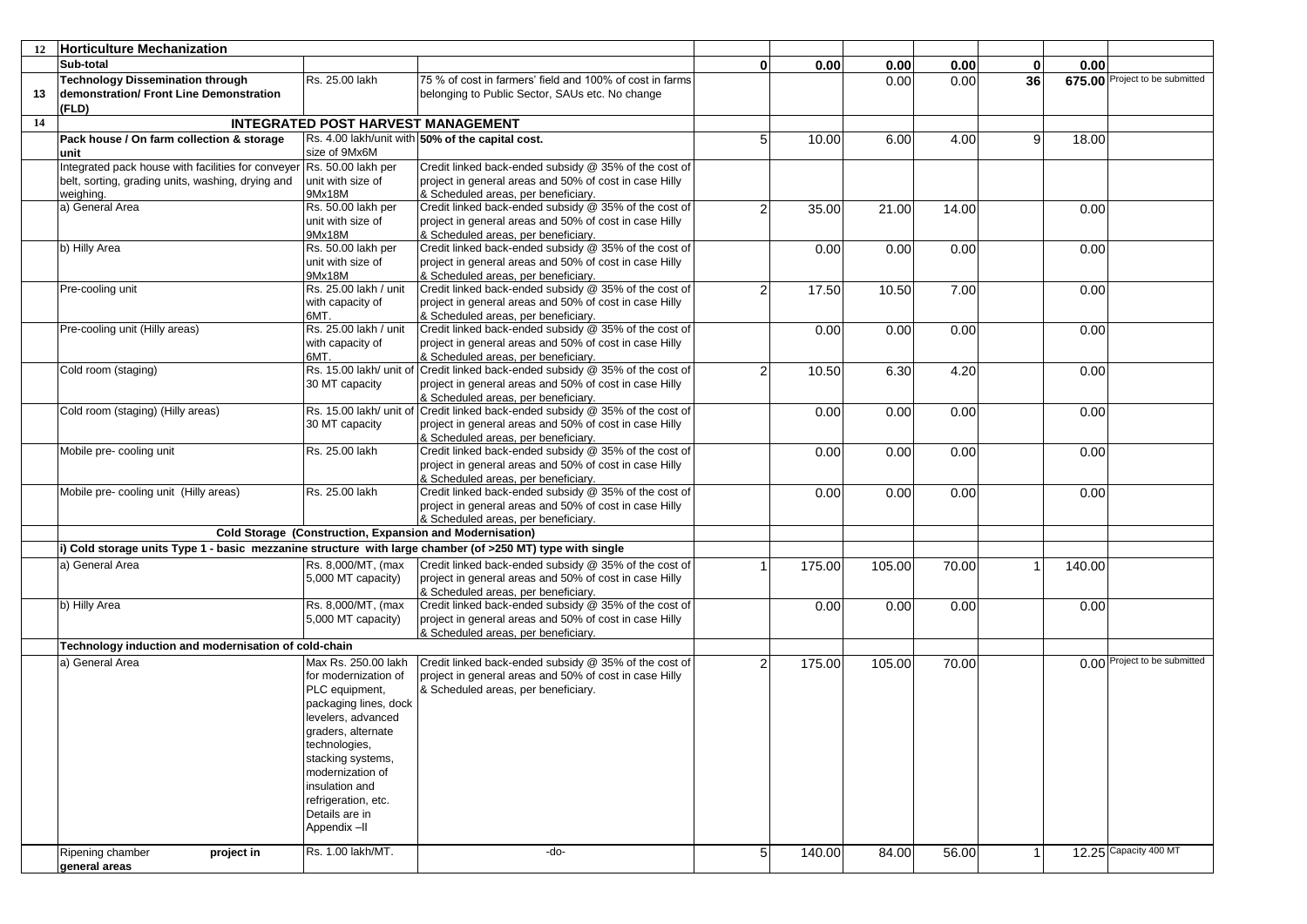| 12 | Horticulture Mechanization | | | | | | | | | |
|---|---|---|---|---|---|---|---|---|---|---|
| | **Sub-total** | | | **0** | **0.00** | **0.00** | **0.00** | **0** | **0.00** | |
| 13 | **Technology Dissemination through demonstration/ Front Line Demonstration (FLD)** | Rs. 25.00 lakh | 75 % of cost in farmers' field and 100% of cost in farms belonging to Public Sector, SAUs etc. No change | | | 0.00 | 0.00 | **36** | **675.00** | Project to be submitted |
| 14 | **INTEGRATED POST HARVEST MANAGEMENT** | | | | | | | | | |
| | **Pack house / On farm collection & storage unit** | Rs. 4.00 lakh/unit with size of 9Mx6M | **50% of the capital cost.** | 5 | 10.00 | 6.00 | 4.00 | 9 | 18.00 | |
| | Integrated pack house with facilities for conveyer belt, sorting, grading units, washing, drying and weighing. | Rs. 50.00 lakh per unit with size of 9Mx18M | Credit linked back-ended subsidy @ 35% of the cost of project in general areas and 50% of cost in case Hilly & Scheduled areas, per beneficiary. | | | | | | | |
| | a) General Area | Rs. 50.00 lakh per unit with size of 9Mx18M | Credit linked back-ended subsidy @ 35% of the cost of project in general areas and 50% of cost in case Hilly & Scheduled areas, per beneficiary. | 2 | 35.00 | 21.00 | 14.00 | | 0.00 | |
| | b) Hilly Area | Rs. 50.00 lakh per unit with size of 9Mx18M | Credit linked back-ended subsidy @ 35% of the cost of project in general areas and 50% of cost in case Hilly & Scheduled areas, per beneficiary. | | 0.00 | 0.00 | 0.00 | | 0.00 | |
| | Pre-cooling unit | Rs. 25.00 lakh / unit with capacity of 6MT. | Credit linked back-ended subsidy @ 35% of the cost of project in general areas and 50% of cost in case Hilly & Scheduled areas, per beneficiary. | 2 | 17.50 | 10.50 | 7.00 | | 0.00 | |
| | Pre-cooling unit (Hilly areas) | Rs. 25.00 lakh / unit with capacity of 6MT. | Credit linked back-ended subsidy @ 35% of the cost of project in general areas and 50% of cost in case Hilly & Scheduled areas, per beneficiary. | | 0.00 | 0.00 | 0.00 | | 0.00 | |
| | Cold room (staging) | Rs. 15.00 lakh/ unit of 30 MT capacity | Credit linked back-ended subsidy @ 35% of the cost of project in general areas and 50% of cost in case Hilly & Scheduled areas, per beneficiary. | 2 | 10.50 | 6.30 | 4.20 | | 0.00 | |
| | Cold room (staging) (Hilly areas) | Rs. 15.00 lakh/ unit of 30 MT capacity | Credit linked back-ended subsidy @ 35% of the cost of project in general areas and 50% of cost in case Hilly & Scheduled areas, per beneficiary. | | 0.00 | 0.00 | 0.00 | | 0.00 | |
| | Mobile pre- cooling unit | Rs. 25.00 lakh | Credit linked back-ended subsidy @ 35% of the cost of project in general areas and 50% of cost in case Hilly & Scheduled areas, per beneficiary. | | 0.00 | 0.00 | 0.00 | | 0.00 | |
| | Mobile pre- cooling unit (Hilly areas) | Rs. 25.00 lakh | Credit linked back-ended subsidy @ 35% of the cost of project in general areas and 50% of cost in case Hilly & Scheduled areas, per beneficiary. | | 0.00 | 0.00 | 0.00 | | 0.00 | |
| | **Cold Storage (Construction, Expansion and Modernisation)** | | | | | | | | | |
| | **i) Cold storage units Type 1 - basic mezzanine structure with large chamber (of >250 MT) type with single** | | | | | | | | | |
| | a) General Area | Rs. 8,000/MT, (max 5,000 MT capacity) | Credit linked back-ended subsidy @ 35% of the cost of project in general areas and 50% of cost in case Hilly & Scheduled areas, per beneficiary. | 1 | 175.00 | 105.00 | 70.00 | 1 | 140.00 | |
| | b) Hilly Area | Rs. 8,000/MT, (max 5,000 MT capacity) | Credit linked back-ended subsidy @ 35% of the cost of project in general areas and 50% of cost in case Hilly & Scheduled areas, per beneficiary. | | 0.00 | 0.00 | 0.00 | | 0.00 | |
| | **Technology induction and modernisation of cold-chain** | | | | | | | | | |
| | a) General Area | Max Rs. 250.00 lakh for modernization of PLC equipment, packaging lines, dock levelers, advanced graders, alternate technologies, stacking systems, modernization of insulation and refrigeration, etc. Details are in Appendix –II | Credit linked back-ended subsidy @ 35% of the cost of project in general areas and 50% of cost in case Hilly & Scheduled areas, per beneficiary. | 2 | 175.00 | 105.00 | 70.00 | | 0.00 | Project to be submitted |
| | Ripening chamber **project in general areas** | Rs. 1.00 lakh/MT. | -do- | 5 | 140.00 | 84.00 | 56.00 | 1 | 12.25 | Capacity 400 MT |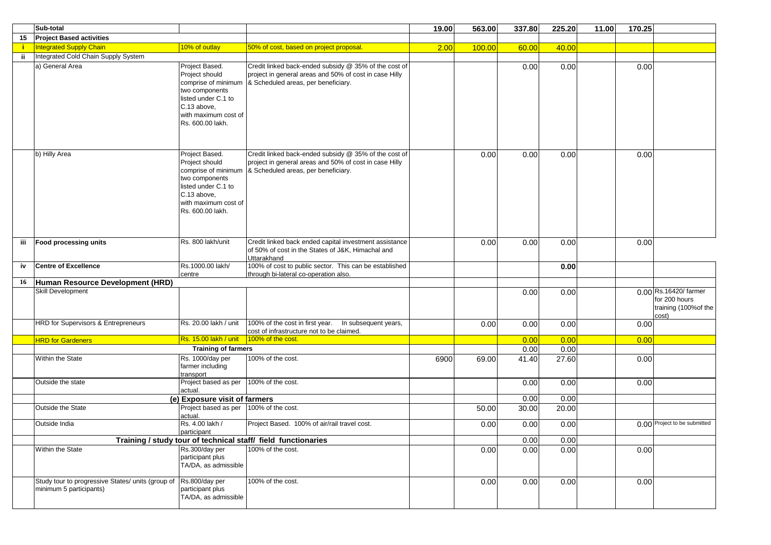| | Sub-total | | | 19.00 | 563.00 | 337.80 | 225.20 | 11.00 | 170.25 | |
|---|---|---|---|---|---|---|---|---|---|---|
| 15 | **Project Based activities** | | | | | | | | | |
| i | Integrated Supply Chain | 10% of outlay | 50% of cost, based on project proposal. | 2.00 | 100.00 | 60.00 | 40.00 | | | |
| ii | Integrated Cold Chain Supply System | | | | | | | | | |
| | a) General Area | Project Based. Project should comprise of minimum two components listed under C.1 to C.13 above, with maximum cost of Rs. 600.00 lakh. | Credit linked back-ended subsidy @ 35% of the cost of project in general areas and 50% of cost in case Hilly & Scheduled areas, per beneficiary. | | | 0.00 | 0.00 | | 0.00 | |
| | b) Hilly Area | Project Based. Project should comprise of minimum two components listed under C.1 to C.13 above, with maximum cost of Rs. 600.00 lakh. | Credit linked back-ended subsidy @ 35% of the cost of project in general areas and 50% of cost in case Hilly & Scheduled areas, per beneficiary. | | 0.00 | 0.00 | 0.00 | | 0.00 | |
| iii | **Food processing units** | Rs. 800 lakh/unit | Credit linked back ended capital investment assistance of 50% of cost in the States of J&K, Himachal and Uttarakhand | | 0.00 | 0.00 | 0.00 | | 0.00 | |
| iv | **Centre of Excellence** | Rs.1000.00 lakh/ centre | 100% of cost to public sector. This can be established through bi-lateral co-operation also. | | | | **0.00** | | | |
| 16 | **Human Resource Development (HRD)** | | | | | | | | | |
| | Skill Development | | | | | 0.00 | 0.00 | | 0.00 | Rs.16420/ farmer for 200 hours training (100%of the cost) |
| | HRD for Supervisors & Entrepreneurs | Rs. 20.00 lakh / unit | 100% of the cost in first year. In subsequent years, cost of infrastructure not to be claimed. | | 0.00 | 0.00 | 0.00 | | 0.00 | |
| | HRD for Gardeners | Rs. 15.00 lakh / unit | 100% of the cost. | | | 0.00 | 0.00 | | 0.00 | |
| | | **Training of farmers** | | | | 0.00 | 0.00 | | | |
| | Within the State | Rs. 1000/day per farmer including transport | 100% of the cost. | 6900 | 69.00 | 41.40 | 27.60 | | 0.00 | |
| | Outside the state | Project based as per actual. | 100% of the cost. | | | 0.00 | 0.00 | | 0.00 | |
| | | **(e) Exposure visit of farmers** | | | | 0.00 | 0.00 | | | |
| | Outside the State | Project based as per actual. | 100% of the cost. | | 50.00 | 30.00 | 20.00 | | | |
| | Outside India | Rs. 4.00 lakh / participant | Project Based. 100% of air/rail travel cost. | | 0.00 | 0.00 | 0.00 | | 0.00 | Project to be submitted |
| | | **Training / study tour of technical staff/ field functionaries** | | | | 0.00 | 0.00 | | | |
| | Within the State | Rs.300/day per participant plus TA/DA, as admissible | 100% of the cost. | | 0.00 | 0.00 | 0.00 | | 0.00 | |
| | Study tour to progressive States/ units (group of minimum 5 participants) | Rs.800/day per participant plus TA/DA, as admissible | 100% of the cost. | | 0.00 | 0.00 | 0.00 | | 0.00 | |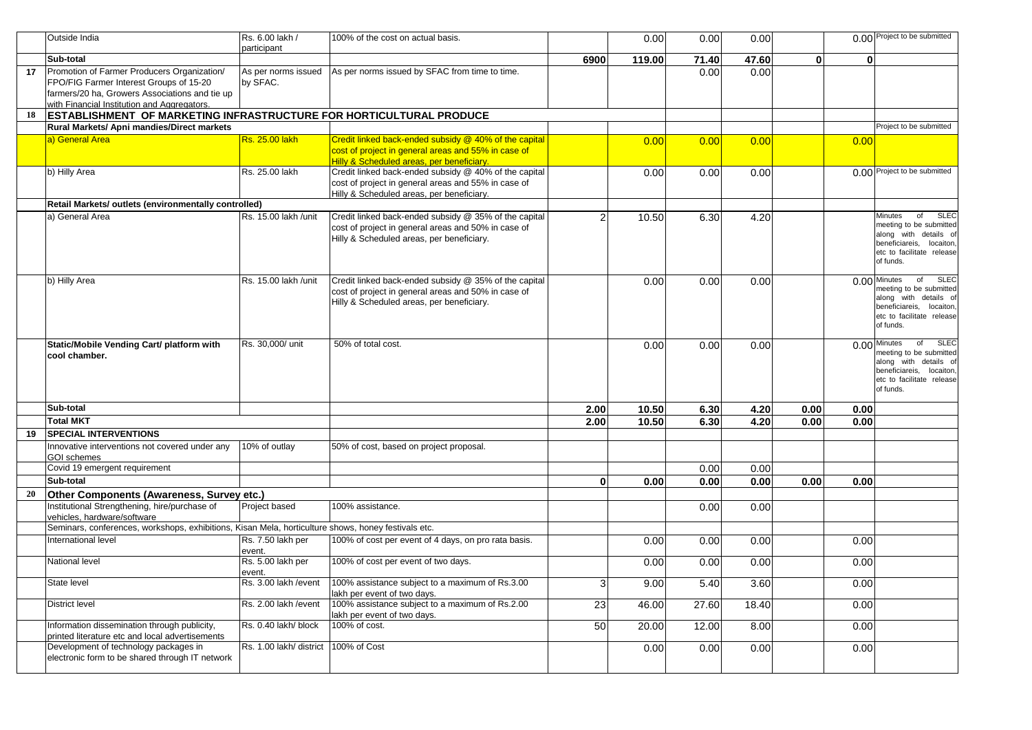|  | Outside India | Rs. 6.00 lakh / participant | 100% of the cost on actual basis. |  | 0.00 | 0.00 | 0.00 |  | 0.00 | Project to be submitted |
|---|---|---|---|---|---|---|---|---|---|---|
|  | **Sub-total** |  |  | **6900** | **119.00** | **71.40** | **47.60** | **0** | **0** |  |
| **17** | Promotion of Farmer Producers Organization/ FPO/FIG Farmer Interest Groups of 15-20 farmers/20 ha, Growers Associations and tie up with Financial Institution and Aggregators. | As per norms issued by SFAC. | As per norms issued by SFAC from time to time. |  |  | 0.00 | 0.00 |  |  |  |
| **18** | **ESTABLISHMENT OF MARKETING INFRASTRUCTURE FOR HORTICULTURAL PRODUCE** |  |  |  |  |  |  |  |  |  |
|  | **Rural Markets/ Apni mandies/Direct markets** |  |  |  |  |  |  |  |  | Project to be submitted |
|  | a) General Area | Rs. 25.00 lakh | Credit linked back-ended subsidy @ 40% of the capital cost of project in general areas and 55% in case of Hilly & Scheduled areas, per beneficiary. |  | 0.00 | 0.00 | 0.00 |  | 0.00 |  |
|  | b) Hilly Area | Rs. 25.00 lakh | Credit linked back-ended subsidy @ 40% of the capital cost of project in general areas and 55% in case of Hilly & Scheduled areas, per beneficiary. |  | 0.00 | 0.00 | 0.00 |  | 0.00 | Project to be submitted |
|  | **Retail Markets/ outlets (environmentally controlled)** |  |  |  |  |  |  |  |  |  |
|  | a) General Area | Rs. 15.00 lakh /unit | Credit linked back-ended subsidy @ 35% of the capital cost of project in general areas and 50% in case of Hilly & Scheduled areas, per beneficiary. | 2 | 10.50 | 6.30 | 4.20 |  |  | Minutes of SLEC meeting to be submitted along with details of beneficiareis, locaiton, etc to facilitate release of funds. |
|  | b) Hilly Area | Rs. 15.00 lakh /unit | Credit linked back-ended subsidy @ 35% of the capital cost of project in general areas and 50% in case of Hilly & Scheduled areas, per beneficiary. |  | 0.00 | 0.00 | 0.00 |  | 0.00 | Minutes of SLEC meeting to be submitted along with details of beneficiareis, locaiton, etc to facilitate release of funds. |
|  | **Static/Mobile Vending Cart/ platform with cool chamber.** | Rs. 30,000/ unit | 50% of total cost. |  | 0.00 | 0.00 | 0.00 |  | 0.00 | Minutes of SLEC meeting to be submitted along with details of beneficiareis, locaiton, etc to facilitate release of funds. |
|  | **Sub-total** |  |  | **2.00** | **10.50** | **6.30** | **4.20** | **0.00** | **0.00** |  |
|  | **Total MKT** |  |  | **2.00** | **10.50** | **6.30** | **4.20** | **0.00** | **0.00** |  |
| **19** | **SPECIAL INTERVENTIONS** |  |  |  |  |  |  |  |  |  |
|  | Innovative interventions not covered under any GOI schemes | 10% of outlay | 50% of cost, based on project proposal. |  |  |  |  |  |  |  |
|  | Covid 19 emergent requirement |  |  |  |  | 0.00 | 0.00 |  |  |  |
|  | **Sub-total** |  |  | **0** | **0.00** | **0.00** | **0.00** | **0.00** | **0.00** |  |
| **20** | **Other Components (Awareness, Survey etc.)** |  |  |  |  |  |  |  |  |  |
|  | Institutional Strengthening, hire/purchase of vehicles, hardware/software | Project based | 100% assistance. |  |  | 0.00 | 0.00 |  |  |  |
|  | Seminars, conferences, workshops, exhibitions, Kisan Mela, horticulture shows, honey festivals etc. |  |  |  |  |  |  |  |  |  |
|  | International level | Rs. 7.50 lakh per event. | 100% of cost per event of 4 days, on pro rata basis. |  | 0.00 | 0.00 | 0.00 |  | 0.00 |  |
|  | National level | Rs. 5.00 lakh per event. | 100% of cost per event of two days. |  | 0.00 | 0.00 | 0.00 |  | 0.00 |  |
|  | State level | Rs. 3.00 lakh /event | 100% assistance subject to a maximum of Rs.3.00 lakh per event of two days. | 3 | 9.00 | 5.40 | 3.60 |  | 0.00 |  |
|  | District level | Rs. 2.00 lakh /event | 100% assistance subject to a maximum of Rs.2.00 lakh per event of two days. | 23 | 46.00 | 27.60 | 18.40 |  | 0.00 |  |
|  | Information dissemination through publicity, printed literature etc and local advertisements | Rs. 0.40 lakh/ block | 100% of cost. | 50 | 20.00 | 12.00 | 8.00 |  | 0.00 |  |
|  | Development of technology packages in electronic form to be shared through IT network | Rs. 1.00 lakh/ district | 100% of Cost |  | 0.00 | 0.00 | 0.00 |  | 0.00 |  |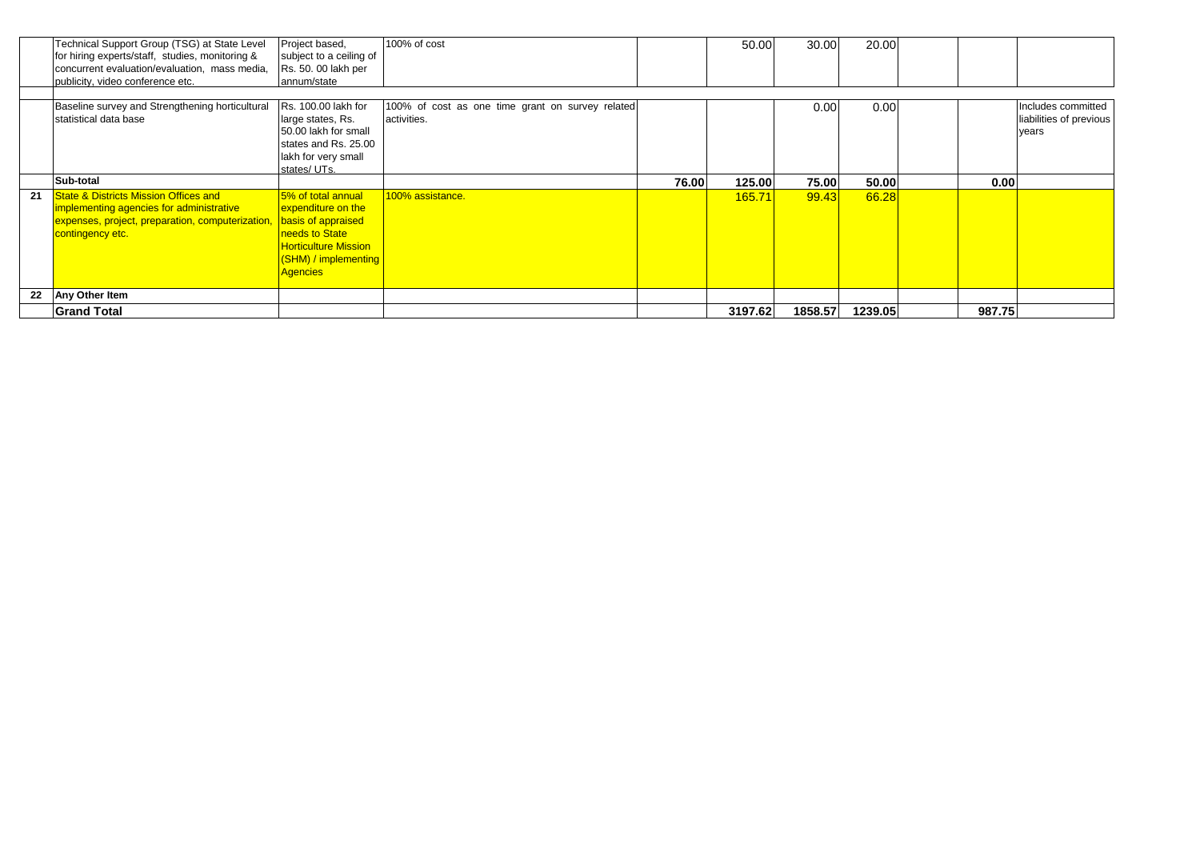| | | | | | | | | | | |
|---|---|---|---|---|---|---|---|---|---|---|
| | Technical Support Group (TSG) at State Level for hiring experts/staff, studies, monitoring & concurrent evaluation/evaluation, mass media, publicity, video conference etc. | Project based, subject to a ceiling of Rs. 50. 00 lakh per annum/state | 100% of cost | | 50.00 | 30.00 | 20.00 | | | |
| | | | | | | | | | | |
| | Baseline survey and Strengthening horticultural statistical data base | Rs. 100.00 lakh for large states, Rs. 50.00 lakh for small states and Rs. 25.00 lakh for very small states/ UTs. | 100% of cost as one time grant on survey related activities. | | | 0.00 | 0.00 | | | Includes committed liabilities of previous years |
| | **Sub-total** | | | **76.00** | **125.00** | **75.00** | **50.00** | | **0.00** | |
| **21** | State & Districts Mission Offices and implementing agencies for administrative expenses, project, preparation, computerization, contingency etc. | 5% of total annual expenditure on the basis of appraised needs to State Horticulture Mission (SHM) / implementing Agencies | 100% assistance. | | 165.71 | 99.43 | 66.28 | | | |
| **22** | **Any Other Item** | | | | | | | | | |
| | **Grand Total** | | | | **3197.62** | **1858.57** | **1239.05** | | **987.75** | |